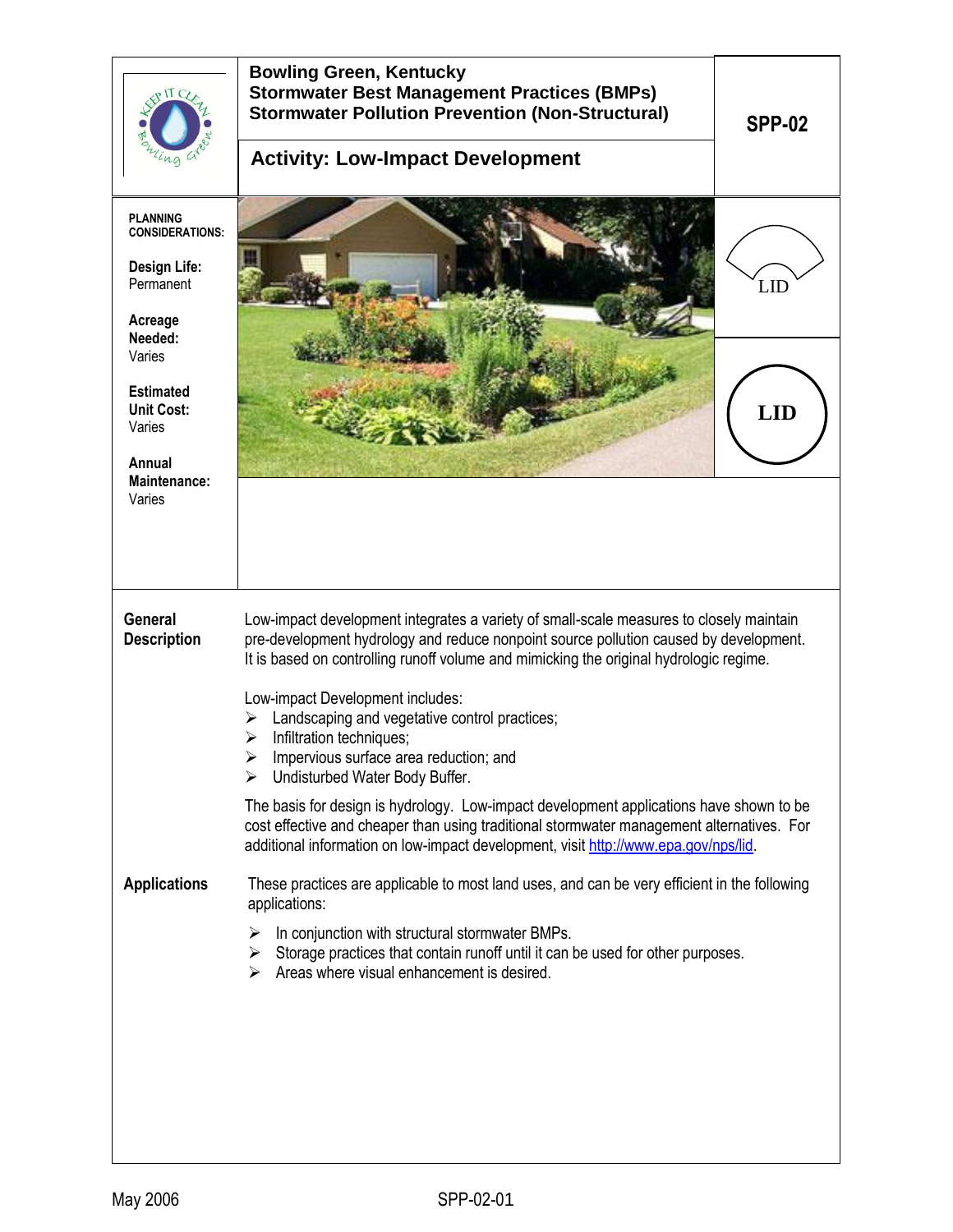# Bowling Green, Kentucky
## Stormwater Best Management Practices (BMPs)
## Stormwater Pollution Prevention (Non-Structural)

**SPP-02**

## Activity: Low-Impact Development

**PLANNING CONSIDERATIONS:**

**Design Life:**
Permanent

**Acreage Needed:**
Varies

**Estimated Unit Cost:**
Varies

**Annual Maintenance:**
Varies

LID

**LID**

**General Description**

Low-impact development integrates a variety of small-scale measures to closely maintain pre-development hydrology and reduce nonpoint source pollution caused by development. It is based on controlling runoff volume and mimicking the original hydrologic regime.

Low-impact Development includes:

- Landscaping and vegetative control practices;
- Infiltration techniques;
- Impervious surface area reduction; and
- Undisturbed Water Body Buffer.

The basis for design is hydrology. Low-impact development applications have shown to be cost effective and cheaper than using traditional stormwater management alternatives. For additional information on low-impact development, visit http://www.epa.gov/nps/lid.

**Applications**

These practices are applicable to most land uses, and can be very efficient in the following applications:

- In conjunction with structural stormwater BMPs.
- Storage practices that contain runoff until it can be used for other purposes.
- Areas where visual enhancement is desired.

May 2006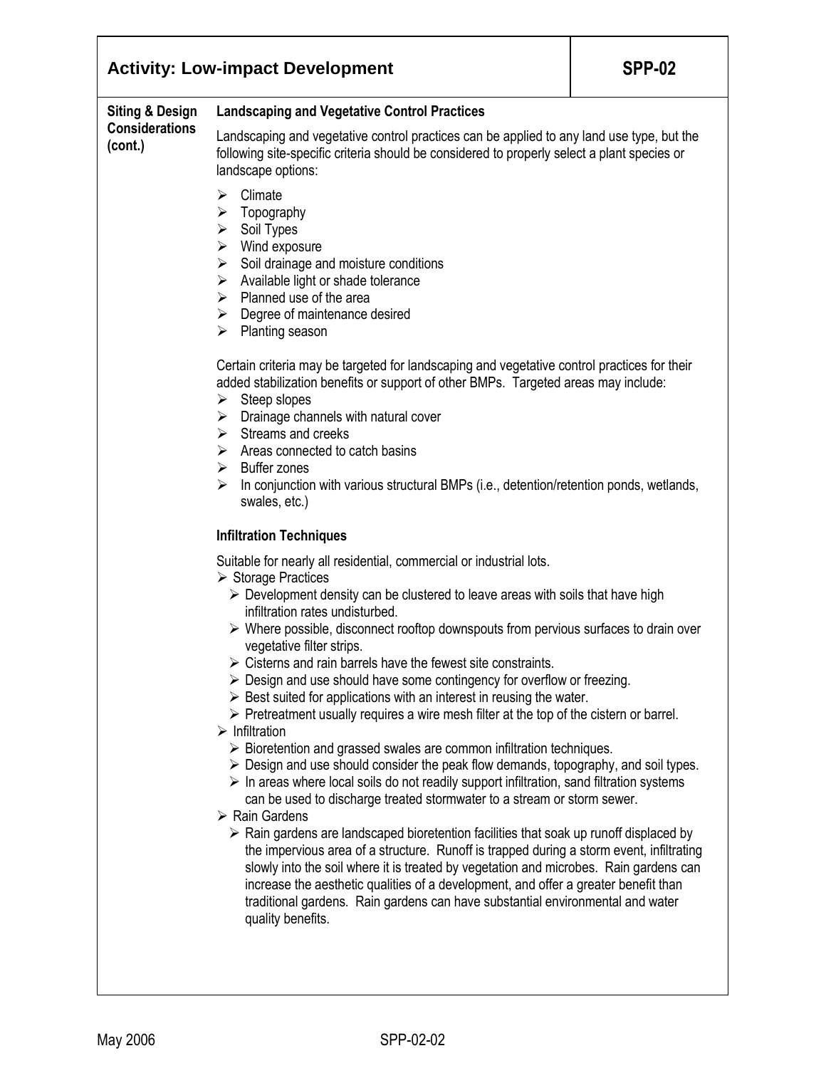## Activity: Low-impact Development — SPP-02

**Siting & Design Considerations (cont.)**

### Landscaping and Vegetative Control Practices

Landscaping and vegetative control practices can be applied to any land use type, but the following site-specific criteria should be considered to properly select a plant species or landscape options:

- Climate
- Topography
- Soil Types
- Wind exposure
- Soil drainage and moisture conditions
- Available light or shade tolerance
- Planned use of the area
- Degree of maintenance desired
- Planting season

Certain criteria may be targeted for landscaping and vegetative control practices for their added stabilization benefits or support of other BMPs. Targeted areas may include:

- Steep slopes
- Drainage channels with natural cover
- Streams and creeks
- Areas connected to catch basins
- Buffer zones
- In conjunction with various structural BMPs (i.e., detention/retention ponds, wetlands, swales, etc.)

### Infiltration Techniques

Suitable for nearly all residential, commercial or industrial lots.

- Storage Practices
  - Development density can be clustered to leave areas with soils that have high infiltration rates undisturbed.
  - Where possible, disconnect rooftop downspouts from pervious surfaces to drain over vegetative filter strips.
  - Cisterns and rain barrels have the fewest site constraints.
  - Design and use should have some contingency for overflow or freezing.
  - Best suited for applications with an interest in reusing the water.
  - Pretreatment usually requires a wire mesh filter at the top of the cistern or barrel.
- Infiltration
  - Bioretention and grassed swales are common infiltration techniques.
  - Design and use should consider the peak flow demands, topography, and soil types.
  - In areas where local soils do not readily support infiltration, sand filtration systems can be used to discharge treated stormwater to a stream or storm sewer.
- Rain Gardens
  - Rain gardens are landscaped bioretention facilities that soak up runoff displaced by the impervious area of a structure. Runoff is trapped during a storm event, infiltrating slowly into the soil where it is treated by vegetation and microbes. Rain gardens can increase the aesthetic qualities of a development, and offer a greater benefit than traditional gardens. Rain gardens can have substantial environmental and water quality benefits.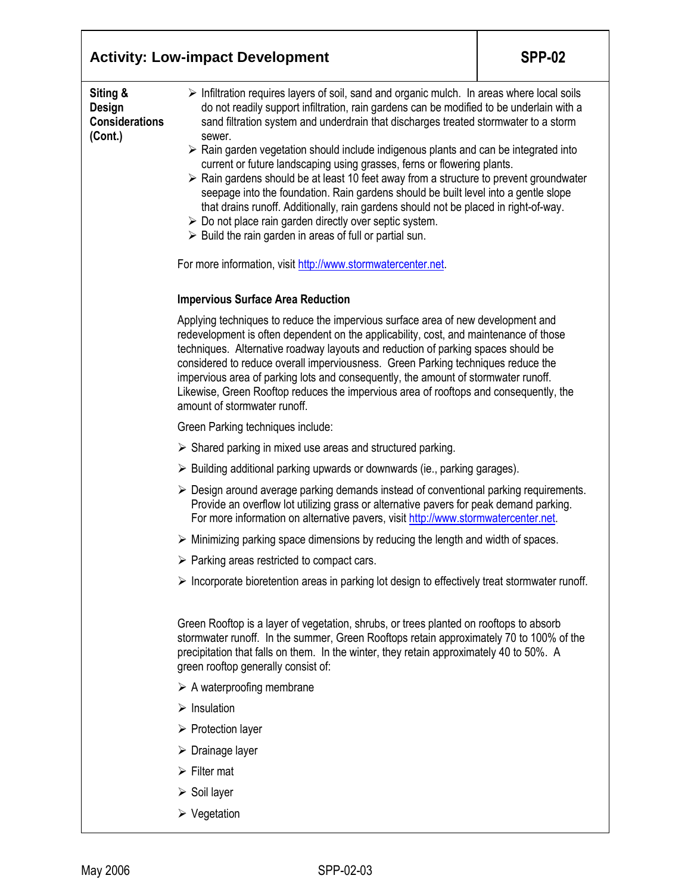## Activity: Low-impact Development — SPP-02

**Siting & Design Considerations (Cont.)**

- Infiltration requires layers of soil, sand and organic mulch. In areas where local soils do not readily support infiltration, rain gardens can be modified to be underlain with a sand filtration system and underdrain that discharges treated stormwater to a storm sewer.
- Rain garden vegetation should include indigenous plants and can be integrated into current or future landscaping using grasses, ferns or flowering plants.
- Rain gardens should be at least 10 feet away from a structure to prevent groundwater seepage into the foundation. Rain gardens should be built level into a gentle slope that drains runoff. Additionally, rain gardens should not be placed in right-of-way.
- Do not place rain garden directly over septic system.
- Build the rain garden in areas of full or partial sun.

For more information, visit http://www.stormwatercenter.net.

**Impervious Surface Area Reduction**

Applying techniques to reduce the impervious surface area of new development and redevelopment is often dependent on the applicability, cost, and maintenance of those techniques. Alternative roadway layouts and reduction of parking spaces should be considered to reduce overall imperviousness. Green Parking techniques reduce the impervious area of parking lots and consequently, the amount of stormwater runoff. Likewise, Green Rooftop reduces the impervious area of rooftops and consequently, the amount of stormwater runoff.

Green Parking techniques include:

- Shared parking in mixed use areas and structured parking.
- Building additional parking upwards or downwards (ie., parking garages).
- Design around average parking demands instead of conventional parking requirements. Provide an overflow lot utilizing grass or alternative pavers for peak demand parking. For more information on alternative pavers, visit http://www.stormwatercenter.net.
- Minimizing parking space dimensions by reducing the length and width of spaces.
- Parking areas restricted to compact cars.
- Incorporate bioretention areas in parking lot design to effectively treat stormwater runoff.

Green Rooftop is a layer of vegetation, shrubs, or trees planted on rooftops to absorb stormwater runoff. In the summer, Green Rooftops retain approximately 70 to 100% of the precipitation that falls on them. In the winter, they retain approximately 40 to 50%. A green rooftop generally consist of:

- A waterproofing membrane
- Insulation
- Protection layer
- Drainage layer
- Filter mat
- Soil layer
- Vegetation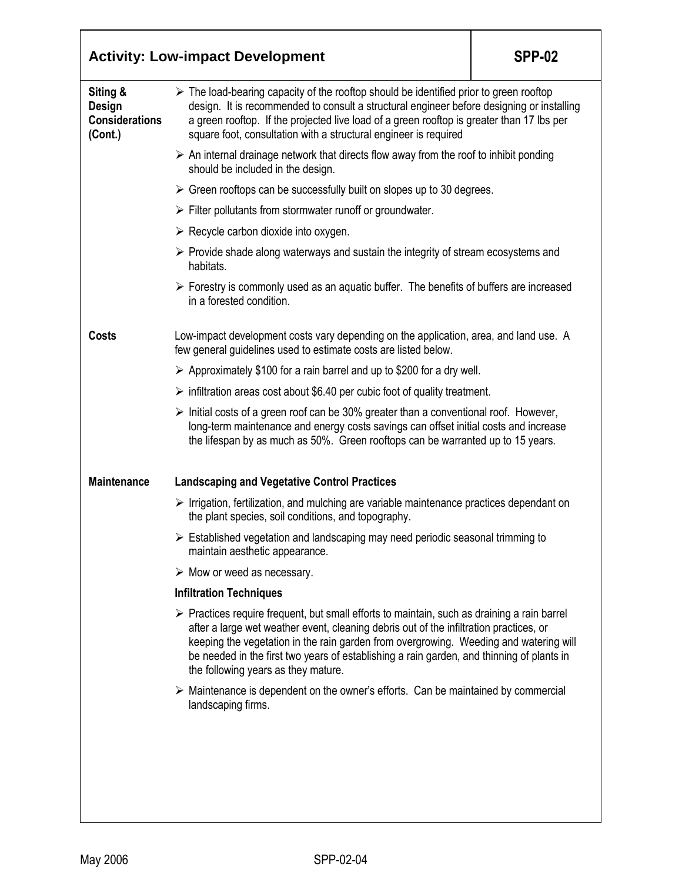## Activity: Low-impact Development — SPP-02

**Siting & Design Considerations (Cont.)**

- The load-bearing capacity of the rooftop should be identified prior to green rooftop design. It is recommended to consult a structural engineer before designing or installing a green rooftop. If the projected live load of a green rooftop is greater than 17 lbs per square foot, consultation with a structural engineer is required
- An internal drainage network that directs flow away from the roof to inhibit ponding should be included in the design.
- Green rooftops can be successfully built on slopes up to 30 degrees.
- Filter pollutants from stormwater runoff or groundwater.
- Recycle carbon dioxide into oxygen.
- Provide shade along waterways and sustain the integrity of stream ecosystems and habitats.
- Forestry is commonly used as an aquatic buffer. The benefits of buffers are increased in a forested condition.

**Costs**

Low-impact development costs vary depending on the application, area, and land use. A few general guidelines used to estimate costs are listed below.

- Approximately $100 for a rain barrel and up to $200 for a dry well.
- infiltration areas cost about $6.40 per cubic foot of quality treatment.
- Initial costs of a green roof can be 30% greater than a conventional roof. However, long-term maintenance and energy costs savings can offset initial costs and increase the lifespan by as much as 50%. Green rooftops can be warranted up to 15 years.

**Maintenance**

**Landscaping and Vegetative Control Practices**

- Irrigation, fertilization, and mulching are variable maintenance practices dependant on the plant species, soil conditions, and topography.
- Established vegetation and landscaping may need periodic seasonal trimming to maintain aesthetic appearance.
- Mow or weed as necessary.

**Infiltration Techniques**

- Practices require frequent, but small efforts to maintain, such as draining a rain barrel after a large wet weather event, cleaning debris out of the infiltration practices, or keeping the vegetation in the rain garden from overgrowing. Weeding and watering will be needed in the first two years of establishing a rain garden, and thinning of plants in the following years as they mature.
- Maintenance is dependent on the owner's efforts. Can be maintained by commercial landscaping firms.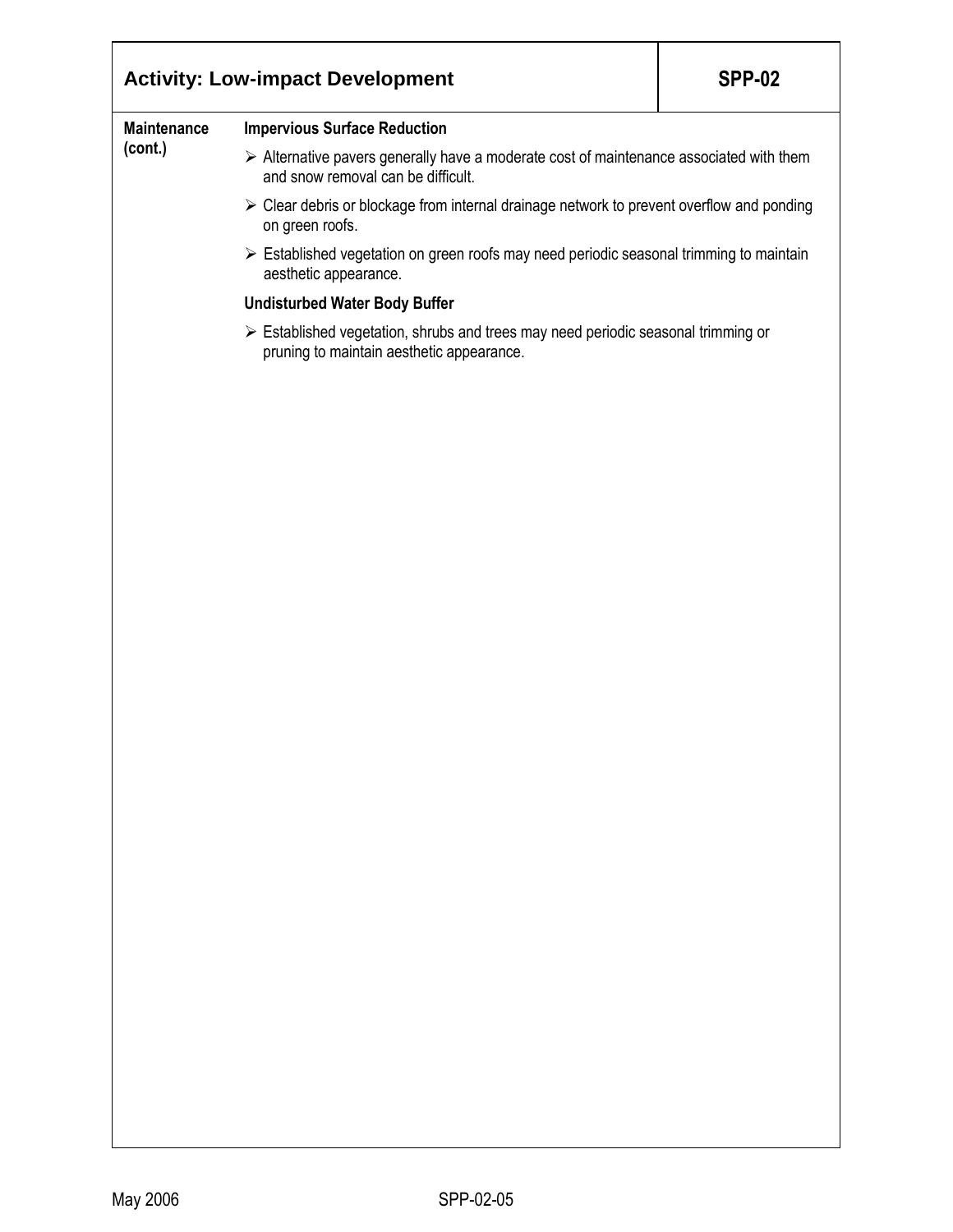| Activity: Low-impact Development | SPP-02 |
| --- | --- |

**Maintenance (cont.)**

**Impervious Surface Reduction**

- Alternative pavers generally have a moderate cost of maintenance associated with them and snow removal can be difficult.
- Clear debris or blockage from internal drainage network to prevent overflow and ponding on green roofs.
- Established vegetation on green roofs may need periodic seasonal trimming to maintain aesthetic appearance.

**Undisturbed Water Body Buffer**

- Established vegetation, shrubs and trees may need periodic seasonal trimming or pruning to maintain aesthetic appearance.